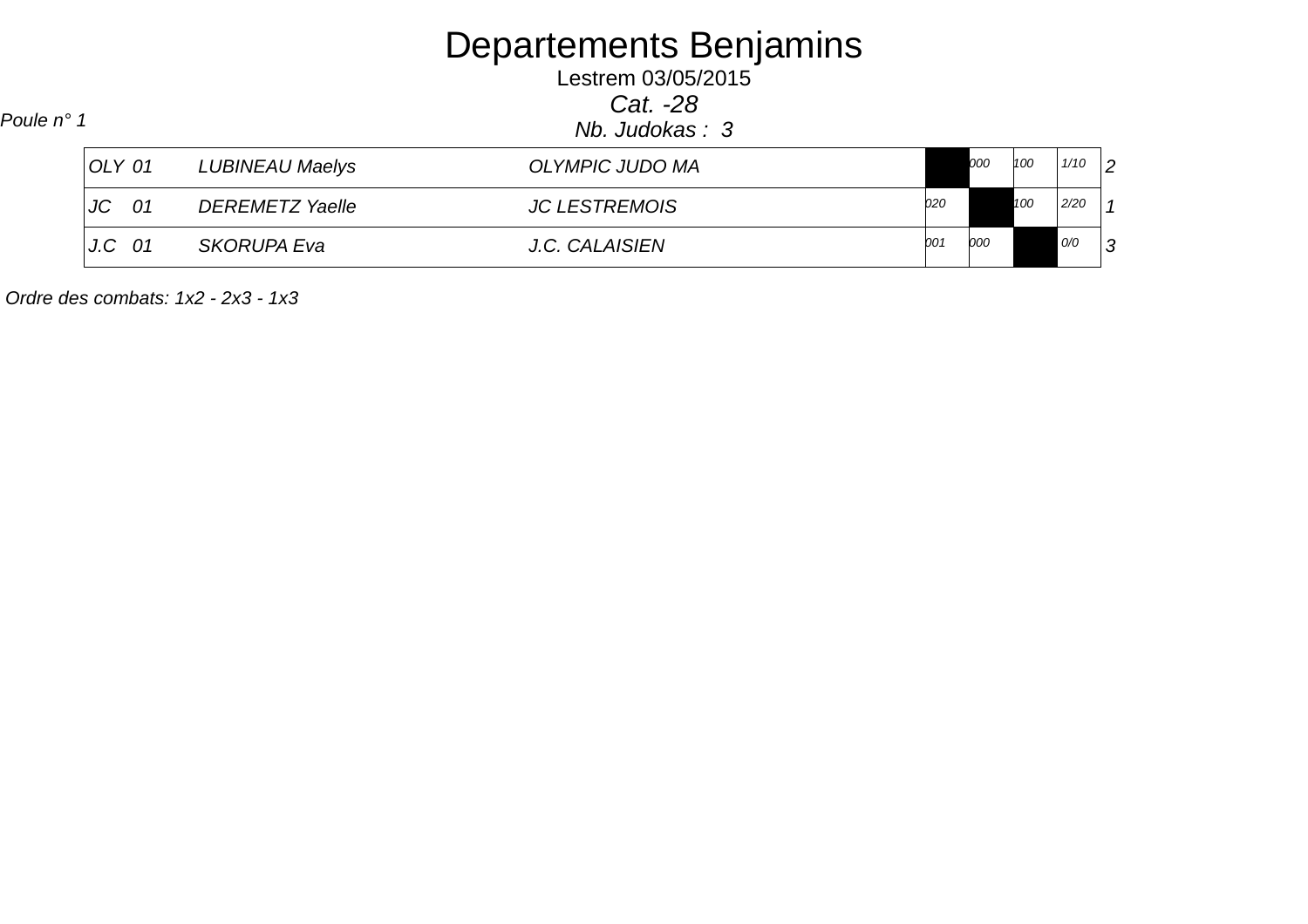# Departements Benjamins

Lestrem 03/05/2015

*Cat. -28*

*Poule n° 1*

*Nb. Judokas : 3*

| | | | | | | | | |
|---|---|---|---|---|---|---|---|---|
| OLY 01 | LUBINEAU Maelys | OLYMPIC JUDO MA | | 000 | 100 | 1/10 | 2 |
| JC 01 | DEREMETZ Yaelle | JC LESTREMOIS | 020 | | 100 | 2/20 | 1 |
| J.C 01 | SKORUPA Eva | J.C. CALAISIEN | 001 | 000 | | 0/0 | 3 |

*Ordre des combats: 1x2 - 2x3 - 1x3*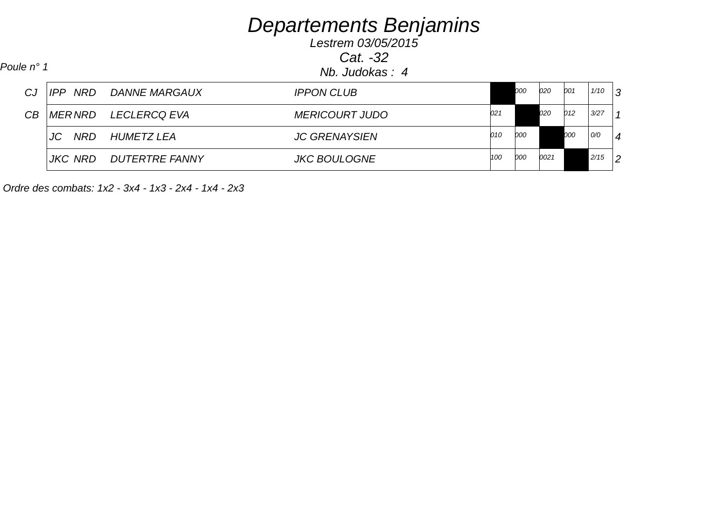# Departements Benjamins

Lestrem 03/05/2015

Cat. -32

Poule n° 1

Nb. Judokas : 4

| | | | | | 1 | 2 | 3 | 4 | | |
|---|---|---|---|---|---|---|---|---|---|---|
| CJ | IPP | NRD | DANNE MARGAUX | IPPON CLUB | | 000 | 020 | 001 | 1/10 | 3 |
| CB | MER | NRD | LECLERCQ EVA | MERICOURT JUDO | 021 | | 020 | 012 | 3/27 | 1 |
| | JC | NRD | HUMETZ LEA | JC GRENAYSIEN | 010 | 000 | | 000 | 0/0 | 4 |
| | JKC | NRD | DUTERTRE FANNY | JKC BOULOGNE | 100 | 000 | 0021 | | 2/15 | 2 |

Ordre des combats: 1x2 - 3x4 - 1x3 - 2x4 - 1x4 - 2x3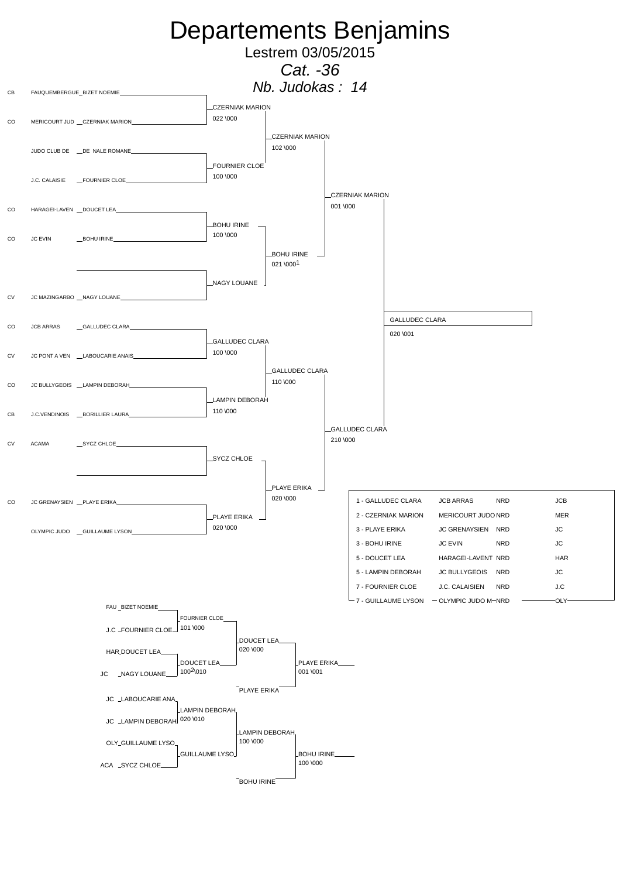# Departements Benjamins

## Lestrem 03/05/2015

### *Cat. -36*

### *Nb. Judokas : 14*

| | Club | Judoka |
|---|---|---|
| CB | FAUQUEMBERGUE | BIZET NOEMIE |
| CO | MERICOURT JUD | CZERNIAK MARION |
| | JUDO CLUB DE | DE NALE ROMANE |
| | J.C. CALAISIE | FOURNIER CLOE |
| CO | HARAGEI-LAVEN | DOUCET LEA |
| CO | JC EVIN | BOHU IRINE |
| | | |
| CV | JC MAZINGARBO | NAGY LOUANE |
| CO | JCB ARRAS | GALLUDEC CLARA |
| CV | JC PONT A VEN | LABOUCARIE ANAIS |
| CO | JC BULLYGEOIS | LAMPIN DEBORAH |
| CB | J.C.VENDINOIS | BORILLIER LAURA |
| CV | ACAMA | SYCZ CHLOE |
| | | |
| CO | JC GRENAYSIEN | PLAYE ERIKA |
| | OLYMPIC JUDO | GUILLAUME LYSON |

**Tableau principal**

Premier tour :
- CZERNIAK MARION 022 \000
- FOURNIER CLOE 100 \000
- BOHU IRINE 100 \000
- NAGY LOUANE
- GALLUDEC CLARA 100 \000
- LAMPIN DEBORAH 110 \000
- SYCZ CHLOE
- PLAYE ERIKA 020 \000

Quarts :
- CZERNIAK MARION 102 \000
- BOHU IRINE 021 \000 1
- GALLUDEC CLARA 110 \000
- PLAYE ERIKA 020 \000

Demi-finales :
- CZERNIAK MARION 001 \000
- GALLUDEC CLARA 210 \000

Finale :
- GALLUDEC CLARA 020 \001

**Classement**

| Place | Judoka | Club | Ligue | |
|---|---|---|---|---|
| 1 | GALLUDEC CLARA | JCB ARRAS | NRD | JCB |
| 2 | CZERNIAK MARION | MERICOURT JUDO | NRD | MER |
| 3 | PLAYE ERIKA | JC GRENAYSIEN | NRD | JC |
| 3 | BOHU IRINE | JC EVIN | NRD | JC |
| 5 | DOUCET LEA | HARAGEI-LAVENT | NRD | HAR |
| 5 | LAMPIN DEBORAH | JC BULLYGEOIS | NRD | JC |
| 7 | FOURNIER CLOE | J.C. CALAISIEN | NRD | J.C |
| 7 | GUILLAUME LYSON | OLYMPIC JUDO M | NRD | OLY |

**Repêchages**

- FAU BIZET NOEMIE / J.C FOURNIER CLOE → FOURNIER CLOE 101 \000
- HAR DOUCET LEA / JC NAGY LOUANE → DOUCET LEA 100 2 \010
- FOURNIER CLOE / DOUCET LEA → DOUCET LEA 020 \000
- DOUCET LEA / PLAYE ERIKA → PLAYE ERIKA 001 \001
- JC LABOUCARIE ANA / JC LAMPIN DEBORAH → LAMPIN DEBORAH 020 \010
- OLY GUILLAUME LYSO / ACA SYCZ CHLOE → GUILLAUME LYSO
- LAMPIN DEBORAH / GUILLAUME LYSO → LAMPIN DEBORAH 100 \000
- LAMPIN DEBORAH / BOHU IRINE → BOHU IRINE 100 \000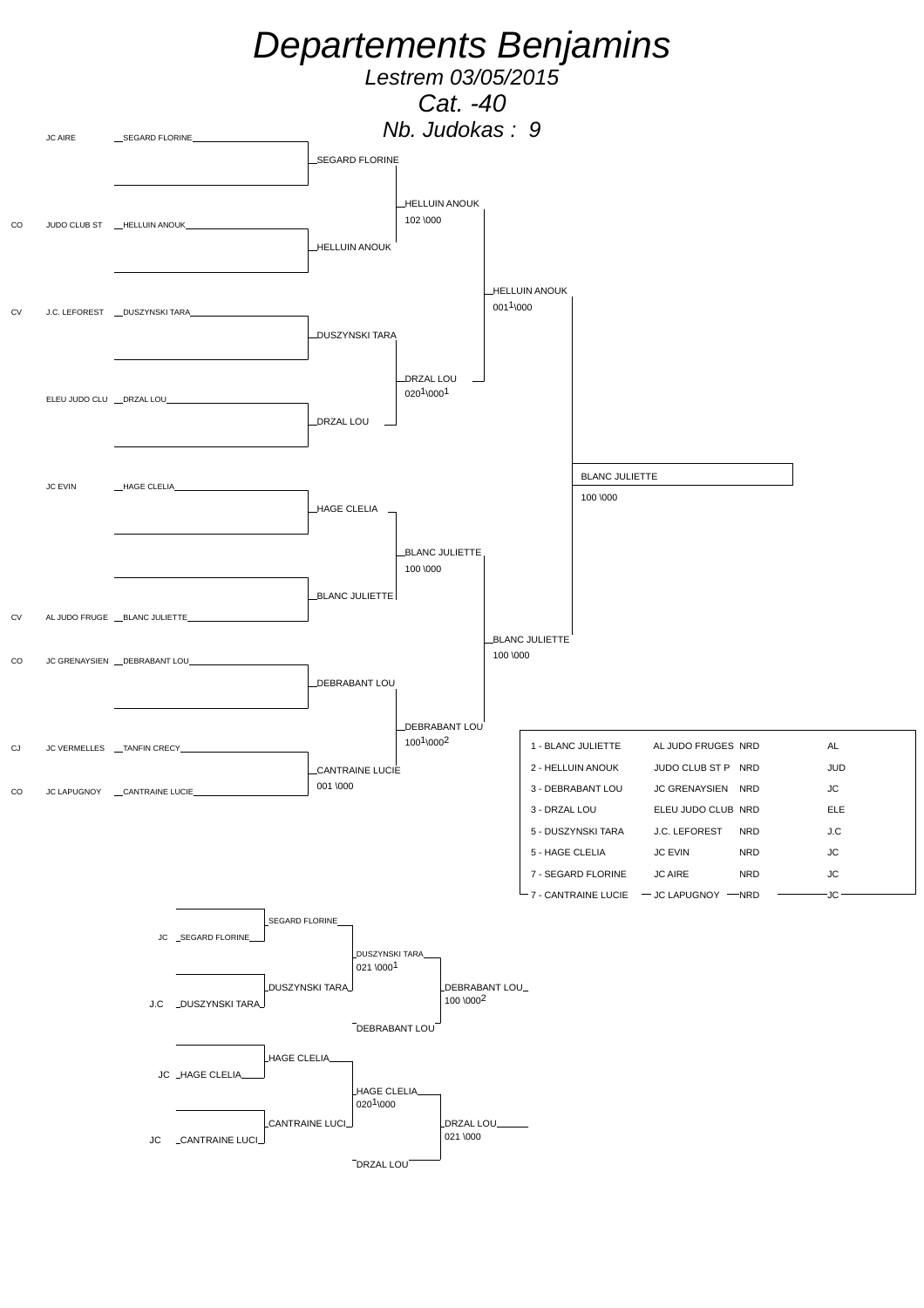# Departements Benjamins

*Lestrem 03/05/2015*

*Cat. -40*

*Nb. Judokas : 9*

## Tableau principal

| Ligue | Club | Judoka |
|---|---|---|
| | JC AIRE | SEGARD FLORINE |
| CO | JUDO CLUB ST | HELLUIN ANOUK |
| CV | J.C. LEFOREST | DUSZYNSKI TARA |
| | ELEU JUDO CLU | DRZAL LOU |
| | JC EVIN | HAGE CLELIA |
| CV | AL JUDO FRUGE | BLANC JULIETTE |
| CO | JC GRENAYSIEN | DEBRABANT LOU |
| CJ | JC VERMELLES | TANFIN CRECY |
| CO | JC LAPUGNOY | CANTRAINE LUCIE |

### Tour 1

- SEGARD FLORINE
- HELLUIN ANOUK
- DUSZYNSKI TARA
- DRZAL LOU
- HAGE CLELIA
- BLANC JULIETTE
- DEBRABANT LOU
- CANTRAINE LUCIE 001 \000 (contre TANFIN CRECY)

### Tour 2

- HELLUIN ANOUK 102 \000
- DRZAL LOU 020[1]\000[1]
- BLANC JULIETTE 100 \000
- DEBRABANT LOU 100[1]\000[2]

### Demi-finales

- HELLUIN ANOUK 001[1]\000
- BLANC JULIETTE 100 \000

### Finale

- BLANC JULIETTE 100 \000

## Classement

| Place | Judoka | Club | | |
|---|---|---|---|---|
| 1 | BLANC JULIETTE | AL JUDO FRUGES | NRD | AL |
| 2 | HELLUIN ANOUK | JUDO CLUB ST P | NRD | JUD |
| 3 | DEBRABANT LOU | JC GRENAYSIEN | NRD | JC |
| 3 | DRZAL LOU | ELEU JUDO CLUB | NRD | ELE |
| 5 | DUSZYNSKI TARA | J.C. LEFOREST | NRD | J.C |
| 5 | HAGE CLELIA | JC EVIN | NRD | JC |
| 7 | SEGARD FLORINE | JC AIRE | NRD | JC |
| 7 | CANTRAINE LUCIE | JC LAPUGNOY | NRD | JC |

## Repêchages

| Club | Judoka |
|---|---|
| JC | SEGARD FLORINE |
| J.C | DUSZYNSKI TARA |
| JC | HAGE CLELIA |
| JC | CANTRAINE LUCI |

- SEGARD FLORINE / DUSZYNSKI TARA → DUSZYNSKI TARA 021 \000[1]
- DUSZYNSKI TARA / DEBRABANT LOU → DEBRABANT LOU 100 \000[2]
- HAGE CLELIA / CANTRAINE LUCI → HAGE CLELIA 020[1]\000
- HAGE CLELIA / DRZAL LOU → DRZAL LOU 021 \000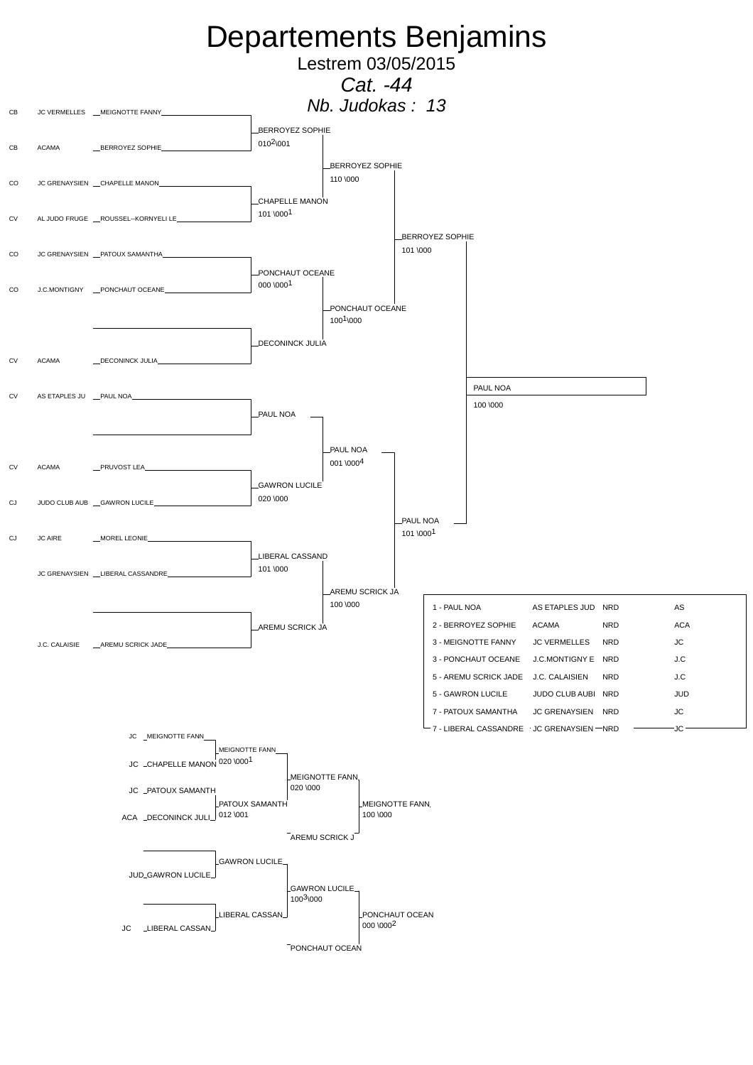# Departements Benjamins

## Lestrem 03/05/2015

### *Cat. -44*

### *Nb. Judokas : 13*

| | | |
|---|---|---|
| CB | JC VERMELLES | MEIGNOTTE FANNY |
| CB | ACAMA | BERROYEZ SOPHIE |
| CO | JC GRENAYSIEN | CHAPELLE MANON |
| CV | AL JUDO FRUGE | ROUSSEL--KORNYELI LE |
| CO | JC GRENAYSIEN | PATOUX SAMANTHA |
| CO | J.C.MONTIGNY | PONCHAUT OCEANE |
| | | |
| CV | ACAMA | DECONINCK JULIA |
| CV | AS ETAPLES JU | PAUL NOA |
| | | |
| CV | ACAMA | PRUVOST LEA |
| CJ | JUDO CLUB AUB | GAWRON LUCILE |
| CJ | JC AIRE | MOREL LEONIE |
| | JC GRENAYSIEN | LIBERAL CASSANDRE |
| | | |
| | J.C. CALAISIE | AREMU SCRICK JADE |

BERROYEZ SOPHIE 0102\001
CHAPELLE MANON 101 \0001
PONCHAUT OCEANE 000 \0001
DECONINCK JULIA
PAUL NOA
GAWRON LUCILE 020 \000
LIBERAL CASSAND 101 \000
AREMU SCRICK JA

BERROYEZ SOPHIE 110 \000
PONCHAUT OCEANE 1001\000
PAUL NOA 001 \0004
AREMU SCRICK JA 100 \000

BERROYEZ SOPHIE 101 \000
PAUL NOA 101 \0001

PAUL NOA 100 \000

| | | | |
|---|---|---|---|
| 1 - PAUL NOA | AS ETAPLES JUD | NRD | AS |
| 2 - BERROYEZ SOPHIE | ACAMA | NRD | ACA |
| 3 - MEIGNOTTE FANNY | JC VERMELLES | NRD | JC |
| 3 - PONCHAUT OCEANE | J.C.MONTIGNY E | NRD | J.C |
| 5 - AREMU SCRICK JADE | J.C. CALAISIEN | NRD | J.C |
| 5 - GAWRON LUCILE | JUDO CLUB AUBI | NRD | JUD |
| 7 - PATOUX SAMANTHA | JC GRENAYSIEN | NRD | JC |
| 7 - LIBERAL CASSANDRE | JC GRENAYSIEN | NRD | JC |

| | |
|---|---|
| JC | MEIGNOTTE FANN |
| JC | CHAPELLE MANON |
| JC | PATOUX SAMANTH |
| ACA | DECONINCK JULI |
| | |
| JUD | GAWRON LUCILE |
| | |
| JC | LIBERAL CASSAN |

MEIGNOTTE FANN 020 \0001
PATOUX SAMANTH 012 \001
GAWRON LUCILE
LIBERAL CASSAN

MEIGNOTTE FANN 020 \000
AREMU SCRICK J
GAWRON LUCILE 1003\000
PONCHAUT OCEAN

MEIGNOTTE FANN 100 \000
PONCHAUT OCEAN 000 \0002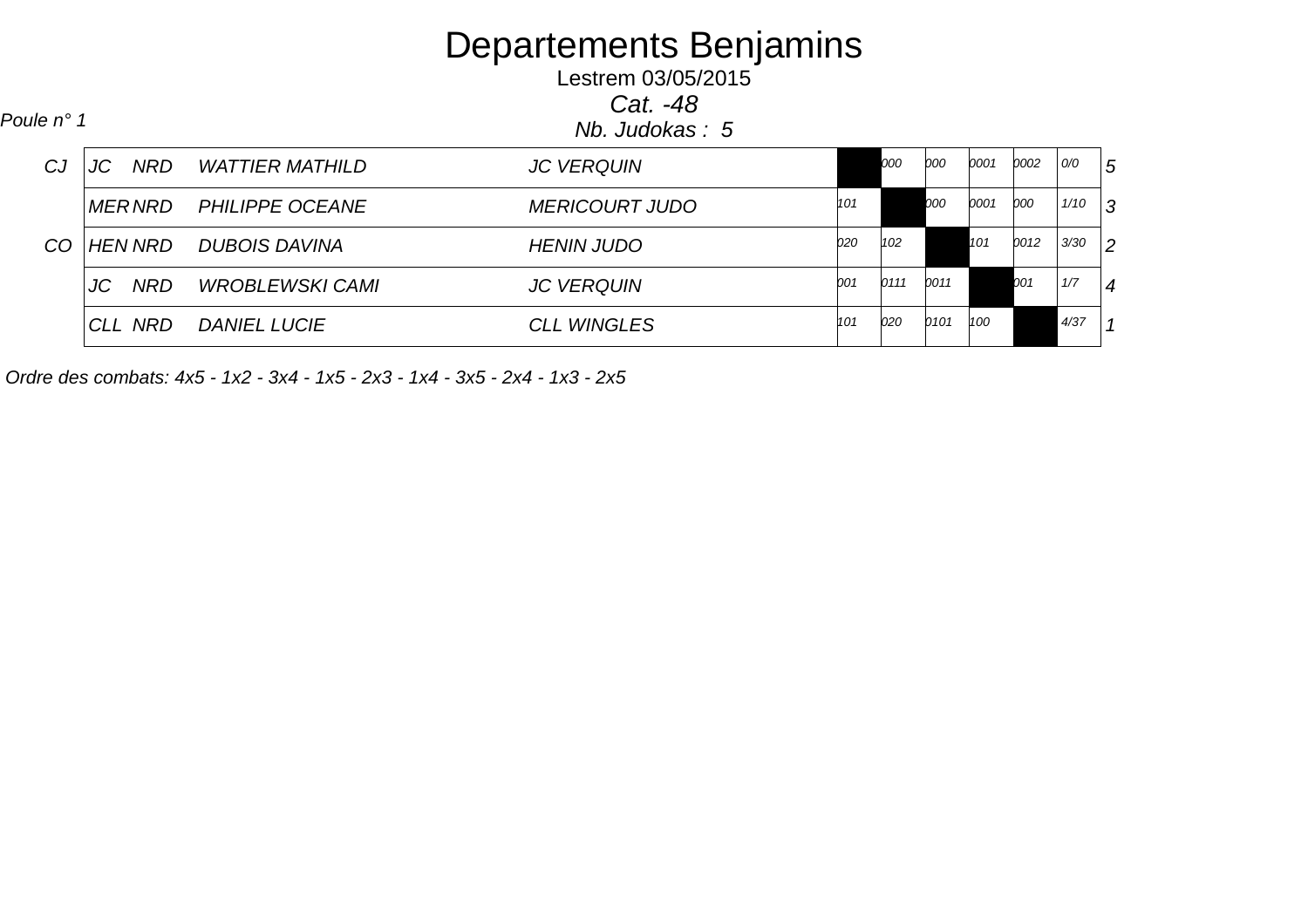# Departements Benjamins

Lestrem 03/05/2015

*Cat. -48*

*Poule n° 1*

*Nb. Judokas : 5*

| | | | | | | | | | | | |
|---|---|---|---|---|---|---|---|---|---|---|---|
| CJ | JC NRD | WATTIER MATHILD | JC VERQUIN | | 000 | 000 | 0001 | 0002 | 0/0 | 5 |
| | MER NRD | PHILIPPE OCEANE | MERICOURT JUDO | 101 | | 000 | 0001 | 000 | 1/10 | 3 |
| CO | HEN NRD | DUBOIS DAVINA | HENIN JUDO | 020 | 102 | | 101 | 0012 | 3/30 | 2 |
| | JC NRD | WROBLEWSKI CAMI | JC VERQUIN | 001 | 0111 | 0011 | | 001 | 1/7 | 4 |
| | CLL NRD | DANIEL LUCIE | CLL WINGLES | 101 | 020 | 0101 | 100 | | 4/37 | 1 |

*Ordre des combats: 4x5 - 1x2 - 3x4 - 1x5 - 2x3 - 1x4 - 3x5 - 2x4 - 1x3 - 2x5*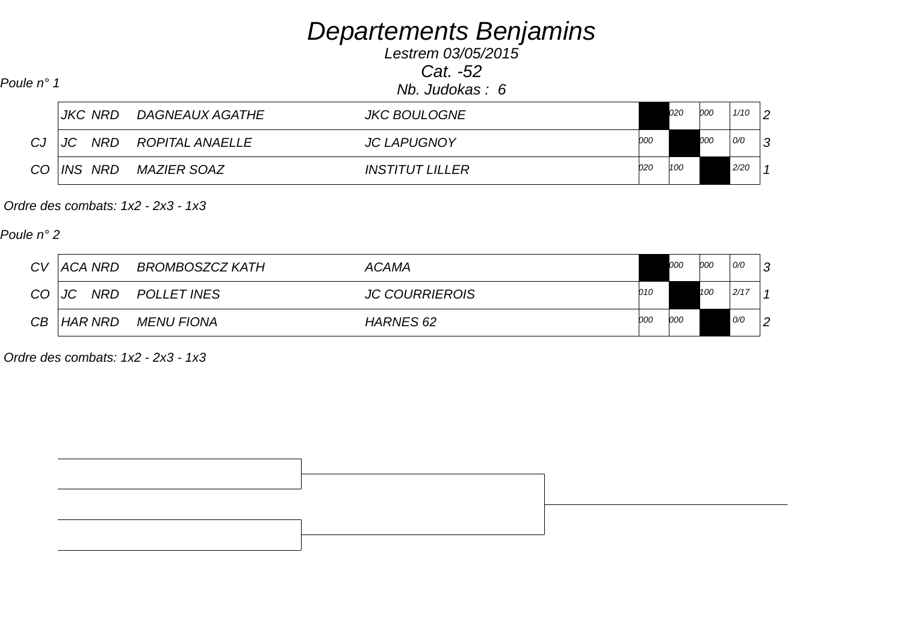# Departements Benjamins

*Lestrem 03/05/2015*

*Cat. -52*

*Nb. Judokas : 6*

*Poule n° 1*

| | | | | | 1 | 2 | 3 | | |
|---|---|---|---|---|---|---|---|---|---|
| | JKC | NRD | DAGNEAUX AGATHE | JKC BOULOGNE | | 020 | 000 | 1/10 | 2 |
| CJ | JC | NRD | ROPITAL ANAELLE | JC LAPUGNOY | 000 | | 000 | 0/0 | 3 |
| CO | INS | NRD | MAZIER SOAZ | INSTITUT LILLER | 020 | 100 | | 2/20 | 1 |

*Ordre des combats: 1x2 - 2x3 - 1x3*

*Poule n° 2*

| | | | | | 1 | 2 | 3 | | |
|---|---|---|---|---|---|---|---|---|---|
| CV | ACA | NRD | BROMBOSZCZ KATH | ACAMA | | 000 | 000 | 0/0 | 3 |
| CO | JC | NRD | POLLET INES | JC COURRIEROIS | 010 | | 100 | 2/17 | 1 |
| CB | HAR | NRD | MENU FIONA | HARNES 62 | 000 | 000 | | 0/0 | 2 |

*Ordre des combats: 1x2 - 2x3 - 1x3*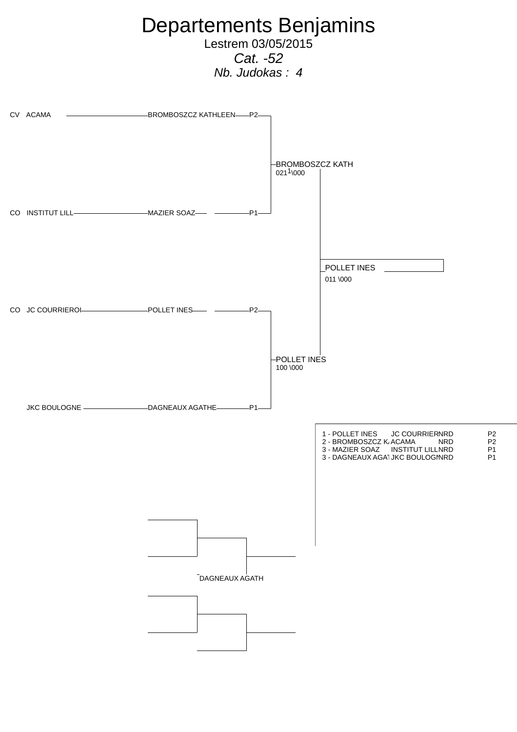# Departements Benjamins

Lestrem 03/05/2015

*Cat. -52*

*Nb. Judokas : 4*

CV ACAMA — BROMBOSZCZ KATHLEEN — P2

BROMBOSZCZ KATH
021[1]\000

CO INSTITUT LILL — MAZIER SOAZ — P1

POLLET INES
011 \000

CO JC COURRIEROI — POLLET INES — P2

POLLET INES
100 \000

JKC BOULOGNE — DAGNEAUX AGATHE — P1

| Rang | Nom | Club | Ligue | Grade |
|---|---|---|---|---|
| 1 | POLLET INES | JC COURRIER | NRD | P2 |
| 2 | BROMBOSZCZ K. | ACAMA | NRD | P2 |
| 3 | MAZIER SOAZ | INSTITUT LILL | NRD | P1 |
| 3 | DAGNEAUX AGAT | JKC BOULOGN | NRD | P1 |

DAGNEAUX AGATH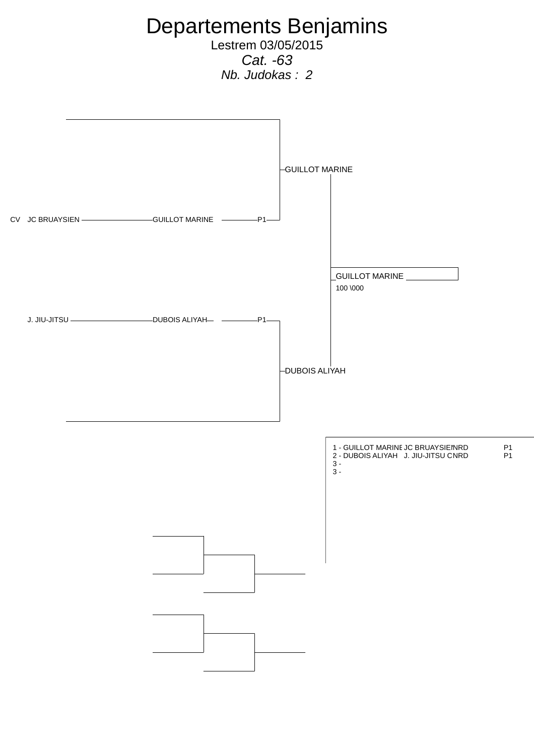# Departements Benjamins

Lestrem 03/05/2015

*Cat. -63*

*Nb. Judokas : 2*

CV JC BRUAYSIEN — GUILLOT MARINE — P1

J. JIU-JITSU — DUBOIS ALIYAH — P1

GUILLOT MARINE

DUBOIS ALIYAH

GUILLOT MARINE

100 \000

1 - GUILLOT MARINE JC BRUAYSIENNRD P1
2 - DUBOIS ALIYAH J. JIU-JITSU CNRD P1
3 -
3 -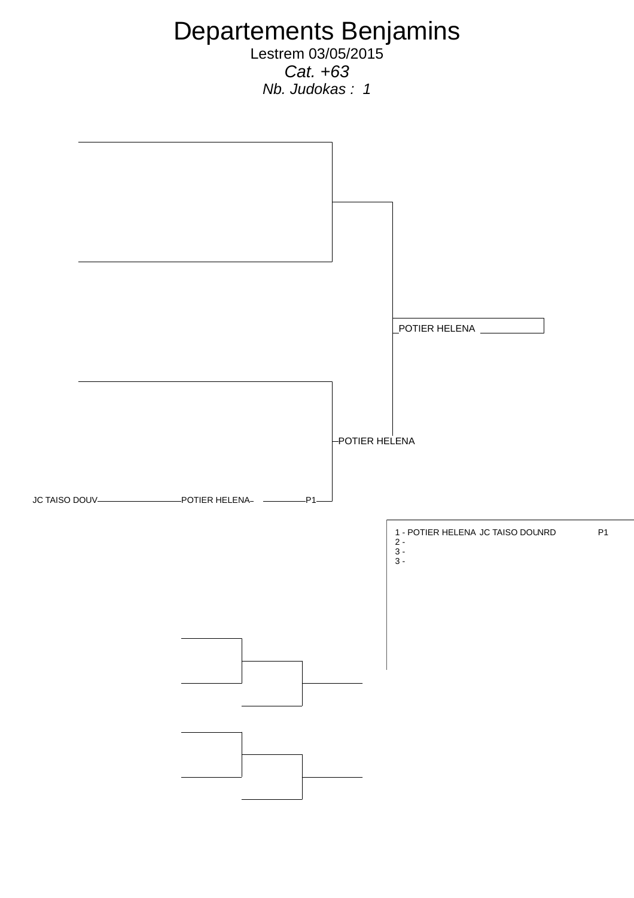# Departements Benjamins

Lestrem 03/05/2015

*Cat. +63*

*Nb. Judokas : 1*

POTIER HELENA

POTIER HELENA

JC TAISO DOUV POTIER HELENA P1

1 - POTIER HELENA JC TAISO DOUNRD P1
2 -
3 -
3 -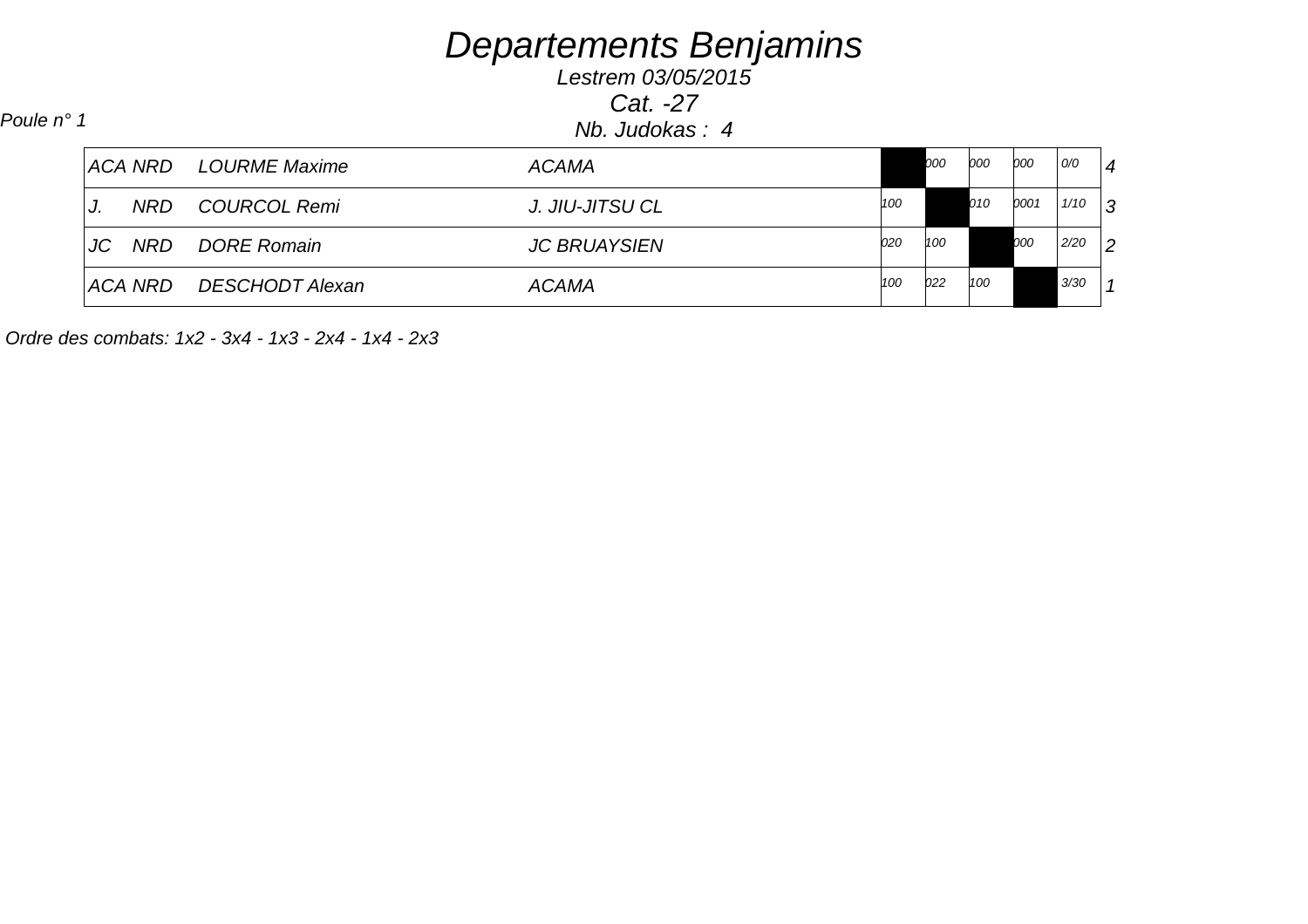# *Departements Benjamins*

*Lestrem 03/05/2015*

*Cat. -27*

*Nb. Judokas : 4*

*Poule n° 1*

| | | | | | | | | | |
|---|---|---|---|---|---|---|---|---|---|
| ACA NRD | LOURME Maxime | ACAMA | | 000 | 000 | 000 | 0/0 | 4 |
| J. NRD | COURCOL Remi | J. JIU-JITSU CL | 100 | | 010 | 0001 | 1/10 | 3 |
| JC NRD | DORE Romain | JC BRUAYSIEN | 020 | 100 | | 000 | 2/20 | 2 |
| ACA NRD | DESCHODT Alexan | ACAMA | 100 | 022 | 100 | | 3/30 | 1 |

*Ordre des combats: 1x2 - 3x4 - 1x3 - 2x4 - 1x4 - 2x3*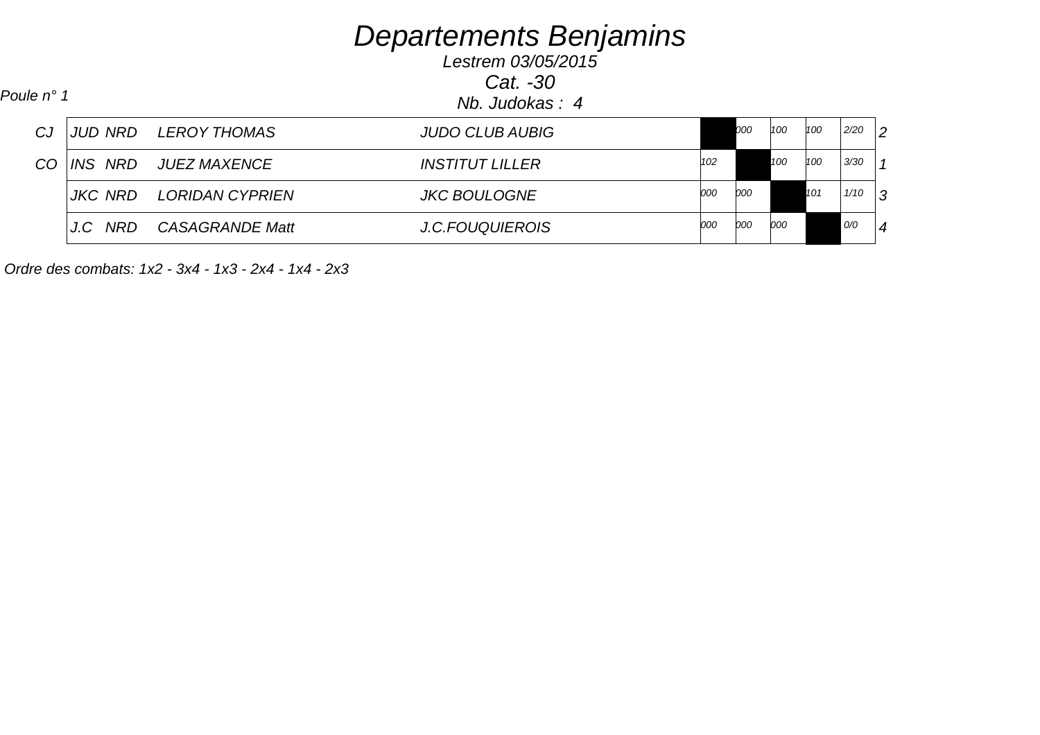# Departements Benjamins

*Lestrem 03/05/2015*

*Cat. -30*

*Nb. Judokas : 4*

*Poule n° 1*

| | | | | | | | | | | |
|---|---|---|---|---|---|---|---|---|---|---|
| CJ | JUD NRD | LEROY THOMAS | JUDO CLUB AUBIG | | 000 | 100 | 100 | 2/20 | 2 |
| CO | INS NRD | JUEZ MAXENCE | INSTITUT LILLER | 102 | | 100 | 100 | 3/30 | 1 |
| | JKC NRD | LORIDAN CYPRIEN | JKC BOULOGNE | 000 | 000 | | 101 | 1/10 | 3 |
| | J.C NRD | CASAGRANDE Matt | J.C.FOUQUIEROIS | 000 | 000 | 000 | | 0/0 | 4 |

*Ordre des combats: 1x2 - 3x4 - 1x3 - 2x4 - 1x4 - 2x3*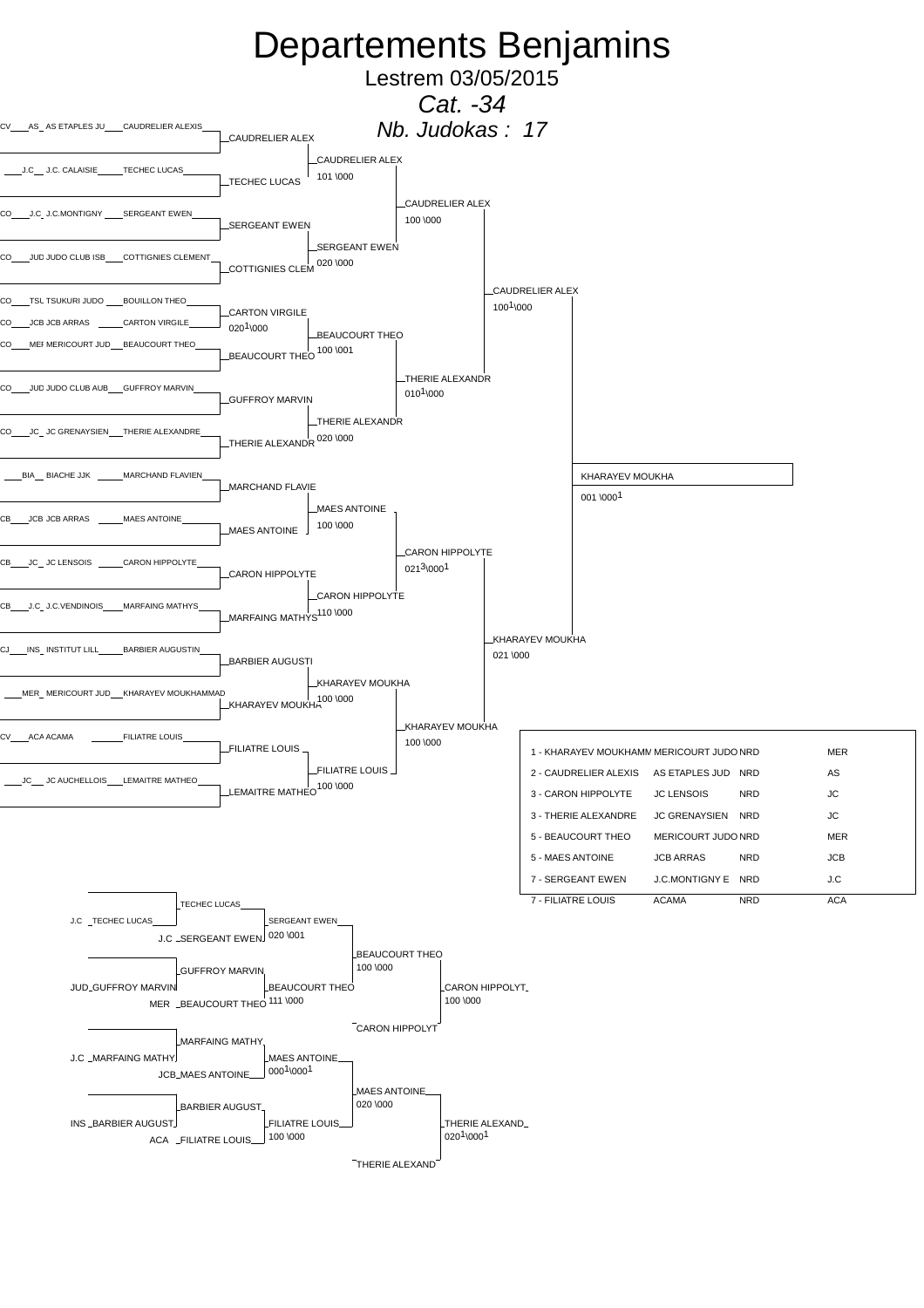# Departements Benjamins

Lestrem 03/05/2015

*Cat. -34*

*Nb. Judokas : 17*

## Tableau principal

| Club | Judoka | Tour 1 | Tour 2 | Demi-finale | Finale |
|---|---|---|---|---|---|
| AS ETAPLES JU | CAUDRELIER ALEXIS | CAUDRELIER ALEX | CAUDRELIER ALEX 101 \000 | CAUDRELIER ALEX 100 \000 | CAUDRELIER ALEX 100[1]\000 |
| J.C. CALAISIE | TECHEC LUCAS | TECHEC LUCAS | | | |
| J.C.MONTIGNY | SERGEANT EWEN | SERGEANT EWEN | SERGEANT EWEN 020 \000 | | |
| JUDO CLUB ISB | COTTIGNIES CLEMENT | COTTIGNIES CLEM | | | |
| TSL TSUKURI JUDO | BOUILLON THEO | CARTON VIRGILE 020[1]\000 | | | |
| JCB JCB ARRAS | CARTON VIRGILE | | BEAUCOURT THEO 100 \001 | THERIE ALEXANDR 010[1]\000 | |
| MERICOURT JUD | BEAUCOURT THEO | BEAUCOURT THEO | | | |
| JUDO CLUB AUB | GUFFROY MARVIN | GUFFROY MARVIN | THERIE ALEXANDR 020 \000 | | |
| JC GRENAYSIEN | THERIE ALEXANDRE | THERIE ALEXANDR | | | |
| BIACHE JJK | MARCHAND FLAVIEN | MARCHAND FLAVIE | MAES ANTOINE 100 \000 | CARON HIPPOLYTE 021[3]\000[1] | KHARAYEV MOUKHA 021 \000 |
| JCB ARRAS | MAES ANTOINE | MAES ANTOINE | | | |
| JC LENSOIS | CARON HIPPOLYTE | CARON HIPPOLYTE | CARON HIPPOLYTE 110 \000 | | |
| J.C.VENDINOIS | MARFAING MATHYS | MARFAING MATHYS | | | |
| INSTITUT LILL | BARBIER AUGUSTIN | BARBIER AUGUSTI | KHARAYEV MOUKHA 100 \000 | KHARAYEV MOUKHA 100 \000 | |
| MERICOURT JUD | KHARAYEV MOUKHAMMAD | KHARAYEV MOUKHA | | | |
| ACAMA | FILIATRE LOUIS | FILIATRE LOUIS | FILIATRE LOUIS 100 \000 | | |
| JC AUCHELLOIS | LEMAITRE MATHEO | LEMAITRE MATHEO | | | |

**Vainqueur : KHARAYEV MOUKHA 001 \000[1]**

## Classement

| Place | Judoka | Club | | Abr. |
|---|---|---|---|---|
| 1 | KHARAYEV MOUKHAMM | MERICOURT JUDO | NRD | MER |
| 2 | CAUDRELIER ALEXIS | AS ETAPLES JUD | NRD | AS |
| 3 | CARON HIPPOLYTE | JC LENSOIS | NRD | JC |
| 3 | THERIE ALEXANDRE | JC GRENAYSIEN | NRD | JC |
| 5 | BEAUCOURT THEO | MERICOURT JUDO | NRD | MER |
| 5 | MAES ANTOINE | JCB ARRAS | NRD | JCB |
| 7 | SERGEANT EWEN | J.C.MONTIGNY E | NRD | J.C |
| 7 | FILIATRE LOUIS | ACAMA | NRD | ACA |

## Repêchages

| Tour 1 | Tour 2 | Tour 3 | Finale repêchage |
|---|---|---|---|
| TECHEC LUCAS (J.C) vs SERGEANT EWEN (J.C) | SERGEANT EWEN 020 \001 | BEAUCOURT THEO 100 \000 | CARON HIPPOLYT 100 \000 |
| GUFFROY MARVIN (JUD) vs BEAUCOURT THEO (MER) | BEAUCOURT THEO 111 \000 | | (vs CARON HIPPOLYT) |
| MARFAING MATHY (J.C) vs MAES ANTOINE (JCB) | MAES ANTOINE 000[1]\000[1] | MAES ANTOINE 020 \000 | THERIE ALEXAND 020[1]\000[1] |
| BARBIER AUGUST (INS) vs FILIATRE LOUIS (ACA) | FILIATRE LOUIS 100 \000 | | (vs THERIE ALEXAND) |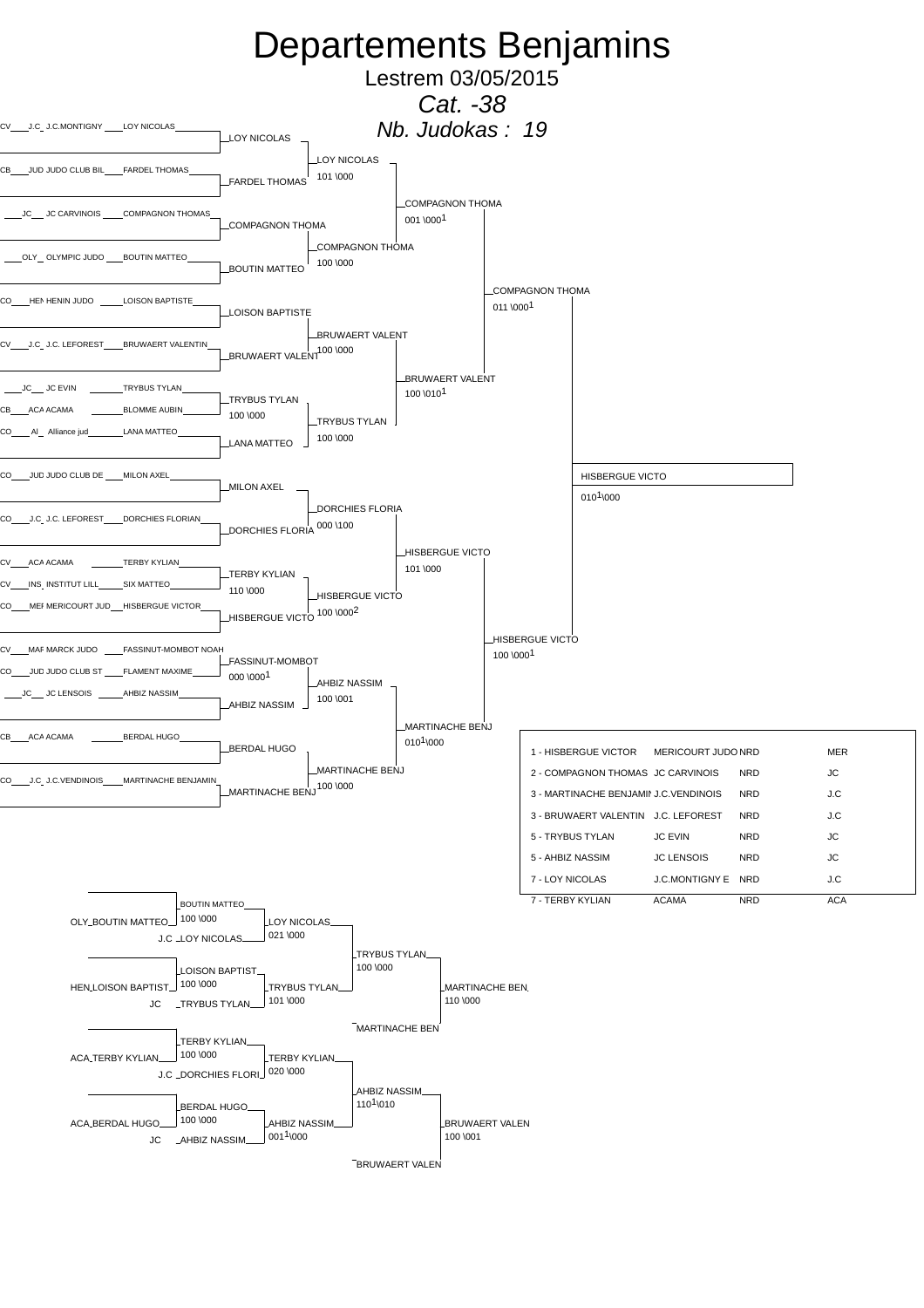# Departements Benjamins

Lestrem 03/05/2015

*Cat. -38*

*Nb. Judokas : 19*

## Tableau principal

| Club | Nom | Tour 1 | Tour 2 | Tour 3 | Demi-finale |
|---|---|---|---|---|---|
| CV J.C J.C.MONTIGNY | LOY NICOLAS | LOY NICOLAS | LOY NICOLAS 101 \000 | COMPAGNON THOMA 001 \0001 | COMPAGNON THOMA 011 \0001 |
| CB JUD JUDO CLUB BIL | FARDEL THOMAS | FARDEL THOMAS | | | |
| JC JC CARVINOIS | COMPAGNON THOMAS | COMPAGNON THOMA | COMPAGNON THOMA 100 \000 | | |
| OLY OLYMPIC JUDO | BOUTIN MATTEO | BOUTIN MATTEO | | | |
| CO HEN HENIN JUDO | LOISON BAPTISTE | LOISON BAPTISTE | BRUWAERT VALENT 100 \000 | BRUWAERT VALENT 100 \0101 | |
| CV J.C J.C. LEFOREST | BRUWAERT VALENTIN | BRUWAERT VALENT | | | |
| JC JC EVIN | TRYBUS TYLAN | TRYBUS TYLAN 100 \000 | TRYBUS TYLAN 100 \000 | | |
| CB ACA ACAMA | BLOMME AUBIN | | | | |
| CO AL Alliance jud | LANA MATTEO | LANA MATTEO | | | |
| CO JUD JUDO CLUB DE | MILON AXEL | MILON AXEL | DORCHIES FLORIA 000 \100 | HISBERGUE VICTO 101 \000 | HISBERGUE VICTO 100 \0001 |
| CO J.C J.C. LEFOREST | DORCHIES FLORIAN | DORCHIES FLORIA | | | |
| CV ACA ACAMA | TERBY KYLIAN | TERBY KYLIAN 110 \000 | HISBERGUE VICTO 100 \0002 | | |
| CV INS INSTITUT LILL | SIX MATTEO | | | | |
| CO MEF MERICOURT JUD | HISBERGUE VICTOR | HISBERGUE VICTO | | | |
| CV MAF MARCK JUDO | FASSINUT-MOMBOT NOAH | FASSINUT-MOMBOT 000 \0001 | AHBIZ NASSIM 100 \001 | MARTINACHE BENJ 0101\000 | |
| CO JUD JUDO CLUB ST | FLAMENT MAXIME | | | | |
| JC JC LENSOIS | AHBIZ NASSIM | AHBIZ NASSIM | | | |
| CB ACA ACAMA | BERDAL HUGO | BERDAL HUGO | MARTINACHE BENJ 100 \000 | | |
| CO J.C J.C.VENDINOIS | MARTINACHE BENJAMIN | MARTINACHE BENJ | | | |

**Finale :** HISBERGUE VICTO 0101\000

## Repêchages

| Tour 1 | Tour 2 | Tour 3 | Tour 4 |
|---|---|---|---|
| OLY BOUTIN MATTEO / J.C LOY NICOLAS → BOUTIN MATTEO 100 \000 | LOY NICOLAS 021 \000 | TRYBUS TYLAN 100 \000 | MARTINACHE BEN 110 \000 |
| HEN LOISON BAPTIST / JC TRYBUS TYLAN → LOISON BAPTIST 100 \000 | TRYBUS TYLAN 101 \000 | MARTINACHE BEN | |
| ACA TERBY KYLIAN / J.C DORCHIES FLORI → TERBY KYLIAN 100 \000 | TERBY KYLIAN 020 \000 | AHBIZ NASSIM 1101\010 | BRUWAERT VALEN 100 \001 |
| ACA BERDAL HUGO / JC AHBIZ NASSIM → BERDAL HUGO 100 \000 | AHBIZ NASSIM 0011\000 | BRUWAERT VALEN | |

## Classement

| Place | Nom | Club | | |
|---|---|---|---|---|
| 1 | HISBERGUE VICTOR | MERICOURT JUDO | NRD | MER |
| 2 | COMPAGNON THOMAS | JC CARVINOIS | NRD | JC |
| 3 | MARTINACHE BENJAMIN | J.C.VENDINOIS | NRD | J.C |
| 3 | BRUWAERT VALENTIN | J.C. LEFOREST | NRD | J.C |
| 5 | TRYBUS TYLAN | JC EVIN | NRD | JC |
| 5 | AHBIZ NASSIM | JC LENSOIS | NRD | JC |
| 7 | LOY NICOLAS | J.C.MONTIGNY E | NRD | J.C |
| 7 | TERBY KYLIAN | ACAMA | NRD | ACA |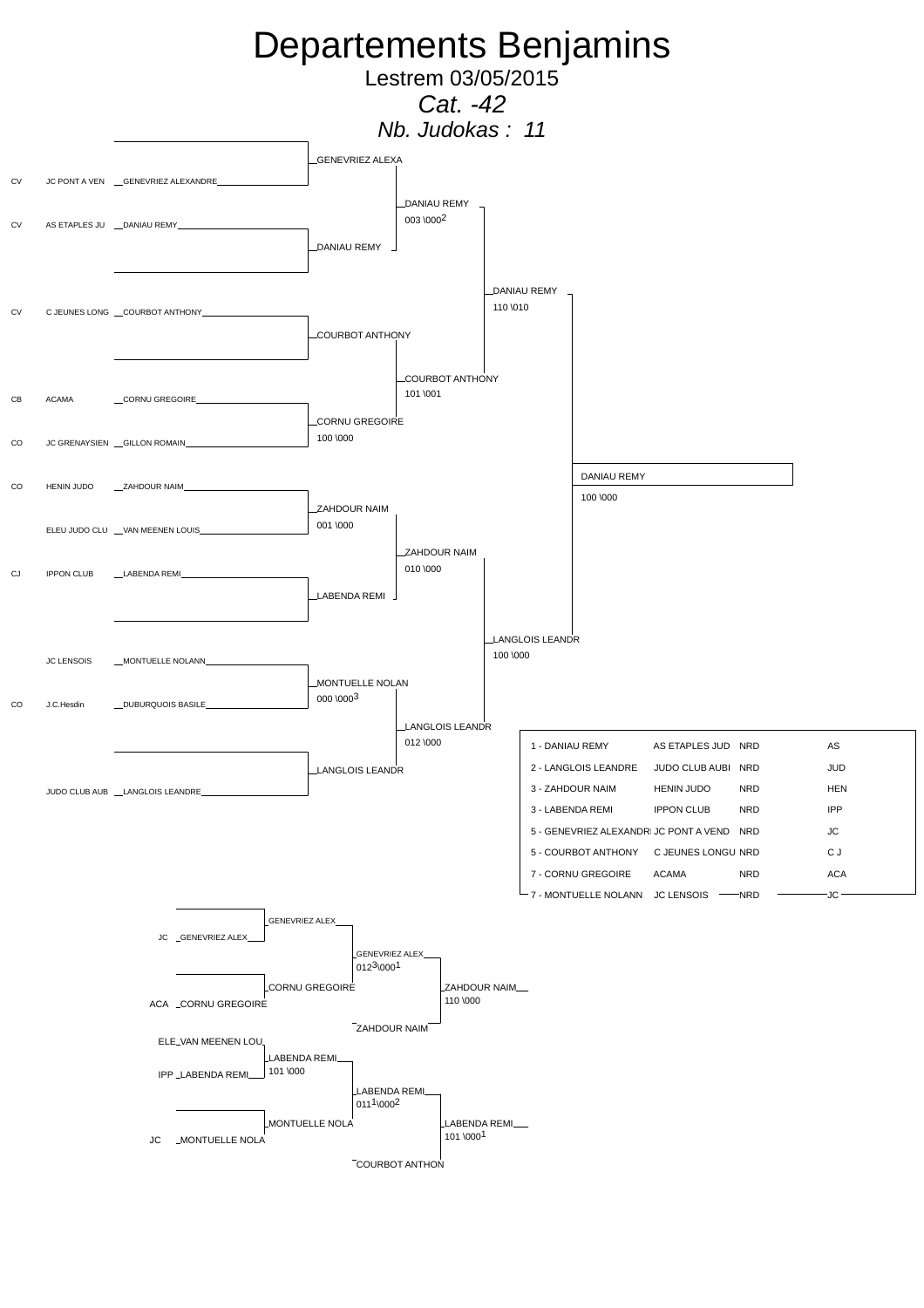# Departements Benjamins

Lestrem 03/05/2015

*Cat. -42*

*Nb. Judokas : 11*

## Tableau principal

| Ligue | Club | Judoka |
|---|---|---|
| CV | JC PONT A VEN | GENEVRIEZ ALEXANDRE |
| CV | AS ETAPLES JU | DANIAU REMY |
| CV | C JEUNES LONG | COURBOT ANTHONY |
| CB | ACAMA | CORNU GREGOIRE |
| CO | JC GRENAYSIEN | GILLON ROMAIN |
| CO | HENIN JUDO | ZAHDOUR NAIM |
| | ELEU JUDO CLU | VAN MEENEN LOUIS |
| CJ | IPPON CLUB | LABENDA REMI |
| | JC LENSOIS | MONTUELLE NOLANN |
| CO | J.C.Hesdin | DUBURQUOIS BASILE |
| | JUDO CLUB AUB | LANGLOIS LEANDRE |

Premier tour :
- GENEVRIEZ ALEXA
- DANIAU REMY
- COURBOT ANTHONY
- CORNU GREGOIRE 100 \000
- ZAHDOUR NAIM 001 \000
- LABENDA REMI
- MONTUELLE NOLAN 000 \000[3]
- LANGLOIS LEANDR

Deuxième tour :
- DANIAU REMY 003 \000[2]
- COURBOT ANTHONY 101 \001
- ZAHDOUR NAIM 010 \000
- LANGLOIS LEANDR 012 \000

Demi-finales :
- DANIAU REMY 110 \010
- LANGLOIS LEANDR 100 \000

Finale :
- DANIAU REMY 100 \000

## Classement

| Place | Judoka | Club | Ligue | |
|---|---|---|---|---|
| 1 | DANIAU REMY | AS ETAPLES JUD | NRD | AS |
| 2 | LANGLOIS LEANDRE | JUDO CLUB AUBI | NRD | JUD |
| 3 | ZAHDOUR NAIM | HENIN JUDO | NRD | HEN |
| 3 | LABENDA REMI | IPPON CLUB | NRD | IPP |
| 5 | GENEVRIEZ ALEXANDRE | JC PONT A VEND | NRD | JC |
| 5 | COURBOT ANTHONY | C JEUNES LONGU | NRD | C J |
| 7 | CORNU GREGOIRE | ACAMA | NRD | ACA |
| 7 | MONTUELLE NOLANN | JC LENSOIS | NRD | JC |

## Repêchages

Haut :
- JC GENEVRIEZ ALEX → GENEVRIEZ ALEX
- ACA CORNU GREGOIRE → CORNU GREGOIRE
- GENEVRIEZ ALEX 012[3]\000[1]
- ZAHDOUR NAIM
- ZAHDOUR NAIM 110 \000

Bas :
- ELE VAN MEENEN LOU
- IPP LABENDA REMI → LABENDA REMI 101 \000
- JC MONTUELLE NOLA → MONTUELLE NOLA
- LABENDA REMI 011[1]\000[2]
- COURBOT ANTHON
- LABENDA REMI 101 \000[1]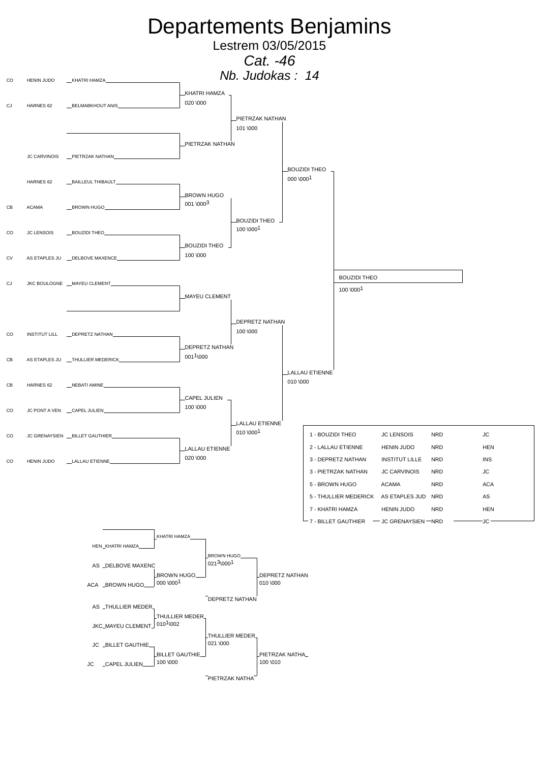# Departements Benjamins

Lestrem 03/05/2015

*Cat. -46*

*Nb. Judokas : 14*

## Tableau principal

| Ligue | Club | Judoka |
|---|---|---|
| CO | HENIN JUDO | KHATRI HAMZA |
| CJ | HARNES 62 | BELMABKHOUT ANIS |
| | | |
| | JC CARVINOIS | PIETRZAK NATHAN |
| | HARNES 62 | BAILLEUL THIBAULT |
| CB | ACAMA | BROWN HUGO |
| CO | JC LENSOIS | BOUZIDI THEO |
| CV | AS ETAPLES JU | DELBOVE MAXENCE |
| CJ | JKC BOULOGNE | MAYEU CLEMENT |
| | | |
| CO | INSTITUT LILL | DEPRETZ NATHAN |
| CB | AS ETAPLES JU | THULLIER MEDERICK |
| CB | HARNES 62 | NEBATI AMINE |
| CO | JC PONT A VEN | CAPEL JULIEN |
| CO | JC GRENAYSIEN | BILLET GAUTHIER |
| CO | HENIN JUDO | LALLAU ETIENNE |

### Premier tour

- KHATRI HAMZA 020 \000
- PIETRZAK NATHAN
- BROWN HUGO 001 \000³
- BOUZIDI THEO 100 \000
- MAYEU CLEMENT
- DEPRETZ NATHAN 001¹\000
- CAPEL JULIEN 100 \000
- LALLAU ETIENNE 020 \000

### Deuxième tour

- PIETRZAK NATHAN 101 \000
- BOUZIDI THEO 100 \000¹
- DEPRETZ NATHAN 100 \000
- LALLAU ETIENNE 010 \000¹

### Demi-finales

- BOUZIDI THEO 000 \000¹
- LALLAU ETIENNE 010 \000

### Finale

- BOUZIDI THEO 100 \000¹

## Classement

| Place | Judoka | Club | | |
|---|---|---|---|---|
| 1 | BOUZIDI THEO | JC LENSOIS | NRD | JC |
| 2 | LALLAU ETIENNE | HENIN JUDO | NRD | HEN |
| 3 | DEPRETZ NATHAN | INSTITUT LILLE | NRD | INS |
| 3 | PIETRZAK NATHAN | JC CARVINOIS | NRD | JC |
| 5 | BROWN HUGO | ACAMA | NRD | ACA |
| 5 | THULLIER MEDERICK | AS ETAPLES JUD | NRD | AS |
| 7 | KHATRI HAMZA | HENIN JUDO | NRD | HEN |
| 7 | BILLET GAUTHIER | JC GRENAYSIEN | NRD | JC |

## Repêchages

| Club | Judoka |
|---|---|
| HEN | KHATRI HAMZA |
| AS | DELBOVE MAXENC |
| ACA | BROWN HUGO |
| AS | THULLIER MEDER |
| JKC | MAYEU CLEMENT |
| JC | BILLET GAUTHIE |
| JC | CAPEL JULIEN |

- KHATRI HAMZA
- BROWN HUGO 000 \000¹
- BROWN HUGO 021³\000¹
- DEPRETZ NATHAN 010 \000 (contre DEPRETZ NATHAN)
- THULLIER MEDER 010¹\002
- BILLET GAUTHIE 100 \000
- THULLIER MEDER 021 \000
- PIETRZAK NATHA 100 \010 (contre PIETRZAK NATHA)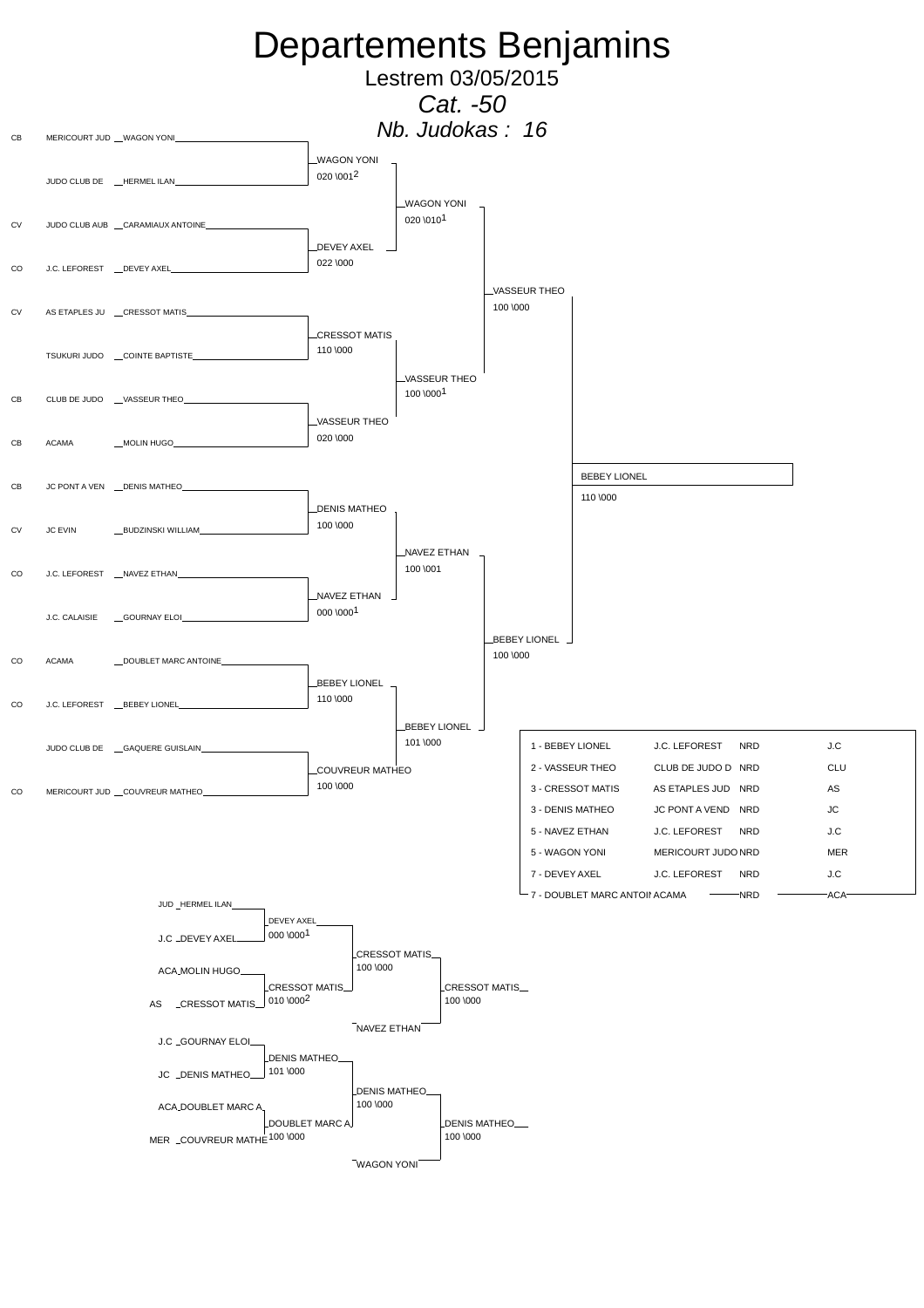# Departements Benjamins

## Lestrem 03/05/2015

### *Cat. -50*

### *Nb. Judokas : 16*

| | Club | Judoka |
|---|---|---|
| CB | MERICOURT JUD | WAGON YONI |
| | JUDO CLUB DE | HERMEL ILAN |
| CV | JUDO CLUB AUB | CARAMIAUX ANTOINE |
| CO | J.C. LEFOREST | DEVEY AXEL |
| CV | AS ETAPLES JU | CRESSOT MATIS |
| | TSUKURI JUDO | COINTE BAPTISTE |
| CB | CLUB DE JUDO | VASSEUR THEO |
| CB | ACAMA | MOLIN HUGO |
| CB | JC PONT A VEN | DENIS MATHEO |
| CV | JC EVIN | BUDZINSKI WILLIAM |
| CO | J.C. LEFOREST | NAVEZ ETHAN |
| | J.C. CALAISIE | GOURNAY ELOI |
| CO | ACAMA | DOUBLET MARC ANTOINE |
| CO | J.C. LEFOREST | BEBEY LIONEL |
| | JUDO CLUB DE | GAQUERE GUISLAIN |
| CO | MERICOURT JUD | COUVREUR MATHEO |

**Tour 1**

- WAGON YONI 020 \0012
- DEVEY AXEL 022 \000
- CRESSOT MATIS 110 \000
- VASSEUR THEO 020 \000
- DENIS MATHEO 100 \000
- NAVEZ ETHAN 000 \0001
- BEBEY LIONEL 110 \000
- COUVREUR MATHEO 100 \000

**Tour 2**

- WAGON YONI 020 \0101
- VASSEUR THEO 100 \0001
- NAVEZ ETHAN 100 \001
- BEBEY LIONEL 101 \000

**Demi-finales**

- VASSEUR THEO 100 \000
- BEBEY LIONEL 100 \000

**Finale**

- BEBEY LIONEL 110 \000

**Repêchages**

- HERMEL ILAN (JUD) / DEVEY AXEL (J.C) → DEVEY AXEL 000 \0001
- MOLIN HUGO (ACA) / CRESSOT MATIS (AS) → CRESSOT MATIS 010 \0002
- DEVEY AXEL / CRESSOT MATIS → CRESSOT MATIS 100 \000
- CRESSOT MATIS / NAVEZ ETHAN → CRESSOT MATIS 100 \000
- GOURNAY ELOI (J.C) / DENIS MATHEO (JC) → DENIS MATHEO 101 \000
- DOUBLET MARC A. (ACA) / COUVREUR MATHE (MER) → DOUBLET MARC A. 100 \000
- DENIS MATHEO / DOUBLET MARC A. → DENIS MATHEO 100 \000
- DENIS MATHEO / WAGON YONI → DENIS MATHEO 100 \000

**Classement**

| Place - Judoka | Club | | |
|---|---|---|---|
| 1 - BEBEY LIONEL | J.C. LEFOREST | NRD | J.C |
| 2 - VASSEUR THEO | CLUB DE JUDO D | NRD | CLU |
| 3 - CRESSOT MATIS | AS ETAPLES JUD | NRD | AS |
| 3 - DENIS MATHEO | JC PONT A VEND | NRD | JC |
| 5 - NAVEZ ETHAN | J.C. LEFOREST | NRD | J.C |
| 5 - WAGON YONI | MERICOURT JUDO | NRD | MER |
| 7 - DEVEY AXEL | J.C. LEFOREST | NRD | J.C |
| 7 - DOUBLET MARC ANTOI | ACAMA | NRD | ACA |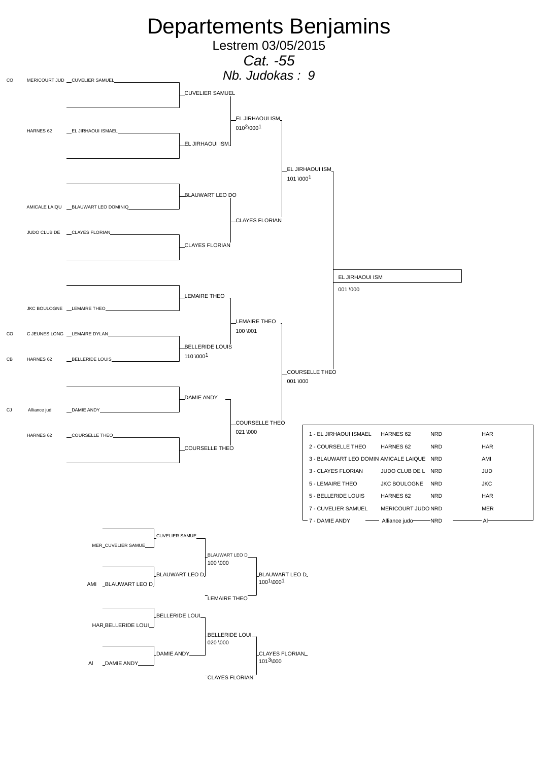# Departements Benjamins

Lestrem 03/05/2015

*Cat. -55*

*Nb. Judokas : 9*

## Tableau principal

| | Club | Judoka | 1er tour | 2e tour | Demi-finale | Finale |
|---|---|---|---|---|---|---|
| CO | MERICOURT JUD | CUVELIER SAMUEL | CUVELIER SAMUEL | EL JIRHAOUI ISM 0102\0001 | EL JIRHAOUI ISM 101 \0001 | EL JIRHAOUI ISM 001 \000 |
| | HARNES 62 | EL JIRHAOUI ISMAEL | EL JIRHAOUI ISM | | | |
| | AMICALE LAIQU | BLAUWART LEO DOMINIQ | BLAUWART LEO DO | CLAYES FLORIAN | | |
| | JUDO CLUB DE | CLAYES FLORIAN | CLAYES FLORIAN | | | |
| | JKC BOULOGNE | LEMAIRE THEO | LEMAIRE THEO | LEMAIRE THEO 100 \001 | COURSELLE THEO 001 \000 | |
| CO | C JEUNES LONG | LEMAIRE DYLAN | BELLERIDE LOUIS 110 \0001 | | | |
| CB | HARNES 62 | BELLERIDE LOUIS | | | | |
| CJ | Alliance jud | DAMIE ANDY | DAMIE ANDY | COURSELLE THEO 021 \000 | | |
| | HARNES 62 | COURSELLE THEO | COURSELLE THEO | | | |

## Classement

| Place - Judoka | Club | | |
|---|---|---|---|
| 1 - EL JIRHAOUI ISMAEL | HARNES 62 | NRD | HAR |
| 2 - COURSELLE THEO | HARNES 62 | NRD | HAR |
| 3 - BLAUWART LEO DOMIN | AMICALE LAIQUE | NRD | AMI |
| 3 - CLAYES FLORIAN | JUDO CLUB DE L | NRD | JUD |
| 5 - LEMAIRE THEO | JKC BOULOGNE | NRD | JKC |
| 5 - BELLERIDE LOUIS | HARNES 62 | NRD | HAR |
| 7 - CUVELIER SAMUEL | MERICOURT JUDO | NRD | MER |
| 7 - DAMIE ANDY | Alliance judo | NRD | Al |

## Repêchages

| Club | Judoka | 1er tour | 2e tour | Finale repêchage |
|---|---|---|---|---|
| MER | CUVELIER SAMUE | CUVELIER SAMUE | BLAUWART LEO D 100 \000 | BLAUWART LEO D 1001\0001 |
| AMI | BLAUWART LEO D | BLAUWART LEO D | | |
| | | | LEMAIRE THEO | |
| HAR | BELLERIDE LOUI | BELLERIDE LOUI | BELLERIDE LOUI 020 \000 | CLAYES FLORIAN 1013\000 |
| Al | DAMIE ANDY | DAMIE ANDY | | |
| | | | CLAYES FLORIAN | |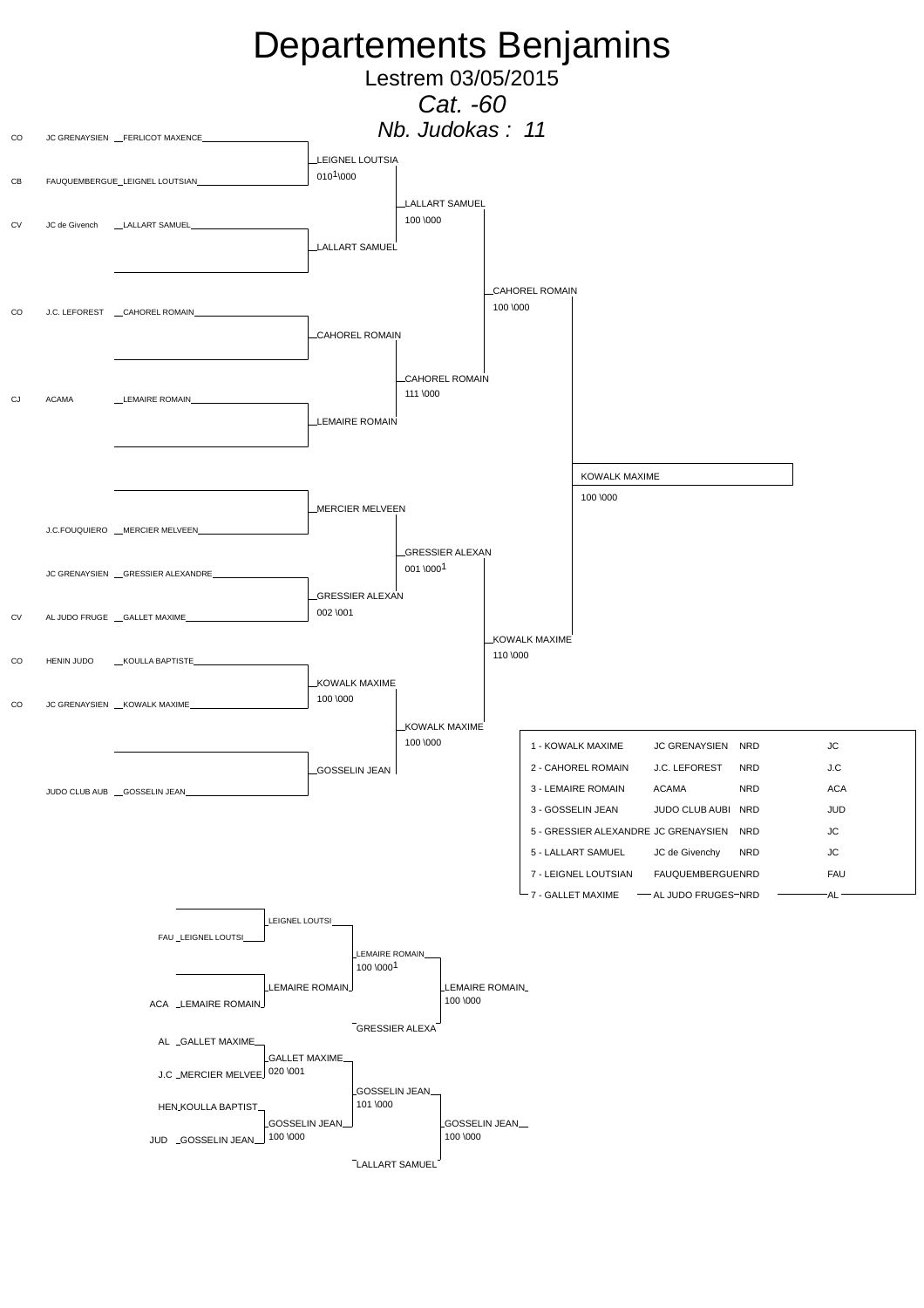# Departements Benjamins

Lestrem 03/05/2015

*Cat. -60*

*Nb. Judokas : 11*

## Tableau principal

| Ligue | Club | Judoka |
|---|---|---|
| CO | JC GRENAYSIEN | FERLICOT MAXENCE |
| CB | FAUQUEMBERGUE | LEIGNEL LOUTSIAN |
| CV | JC de Givench | LALLART SAMUEL |
| | | |
| CO | J.C. LEFOREST | CAHOREL ROMAIN |
| | | |
| CJ | ACAMA | LEMAIRE ROMAIN |
| | | |
| | | |
| | J.C.FOUQUIERO | MERCIER MELVEEN |
| | JC GRENAYSIEN | GRESSIER ALEXANDRE |
| CV | AL JUDO FRUGE | GALLET MAXIME |
| CO | HENIN JUDO | KOULLA BAPTISTE |
| CO | JC GRENAYSIEN | KOWALK MAXIME |
| | | |
| | JUDO CLUB AUB | GOSSELIN JEAN |

### 1er tour

- LEIGNEL LOUTSIA — 010[1]\000
- LALLART SAMUEL
- CAHOREL ROMAIN
- LEMAIRE ROMAIN
- MERCIER MELVEEN
- GRESSIER ALEXAN — 002 \001
- KOWALK MAXIME — 100 \000
- GOSSELIN JEAN

### 2e tour

- LALLART SAMUEL — 100 \000
- CAHOREL ROMAIN — 111 \000
- GRESSIER ALEXAN — 001 \000[1]
- KOWALK MAXIME — 100 \000

### Demi-finales

- CAHOREL ROMAIN — 100 \000
- KOWALK MAXIME — 110 \000

### Finale

- KOWALK MAXIME — 100 \000

## Classement

| Place | Judoka | Club | Ligue | |
|---|---|---|---|---|
| 1 | KOWALK MAXIME | JC GRENAYSIEN | NRD | JC |
| 2 | CAHOREL ROMAIN | J.C. LEFOREST | NRD | J.C |
| 3 | LEMAIRE ROMAIN | ACAMA | NRD | ACA |
| 3 | GOSSELIN JEAN | JUDO CLUB AUBI | NRD | JUD |
| 5 | GRESSIER ALEXANDRE | JC GRENAYSIEN | NRD | JC |
| 5 | LALLART SAMUEL | JC de Givenchy | NRD | JC |
| 7 | LEIGNEL LOUTSIAN | FAUQUEMBERGUE | NRD | FAU |
| 7 | GALLET MAXIME | AL JUDO FRUGES | NRD | AL |

## Repêchages

**Repêchage 1**

- FAU LEIGNEL LOUTSI / ACA LEMAIRE ROMAIN
- LEIGNEL LOUTSI
- LEMAIRE ROMAIN
- LEMAIRE ROMAIN — 100 \000[1]
- GRESSIER ALEXA
- LEMAIRE ROMAIN — 100 \000

**Repêchage 2**

- AL GALLET MAXIME / J.C MERCIER MELVEE → GALLET MAXIME — 020 \001
- HEN KOULLA BAPTIST / JUD GOSSELIN JEAN → GOSSELIN JEAN — 100 \000
- GOSSELIN JEAN — 101 \000
- LALLART SAMUEL
- GOSSELIN JEAN — 100 \000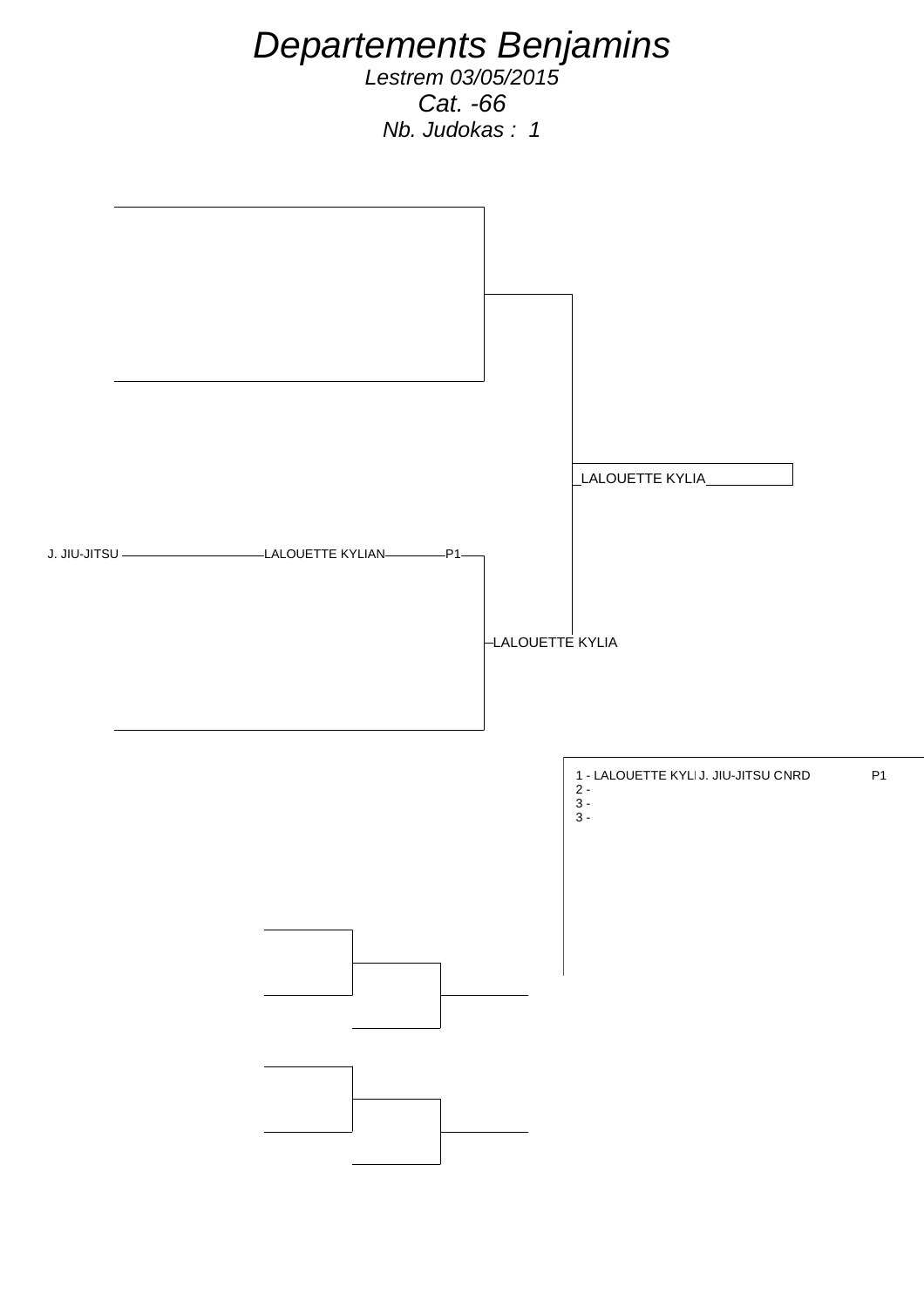# *Departements Benjamins*

*Lestrem 03/05/2015*

*Cat. -66*

*Nb. Judokas : 1*

J. JIU-JITSU LALOUETTE KYLIAN P1

LALOUETTE KYLIA

LALOUETTE KYLIA

1 - LALOUETTE KYLI J. JIU-JITSU CNRD P1
2 -
3 -
3 -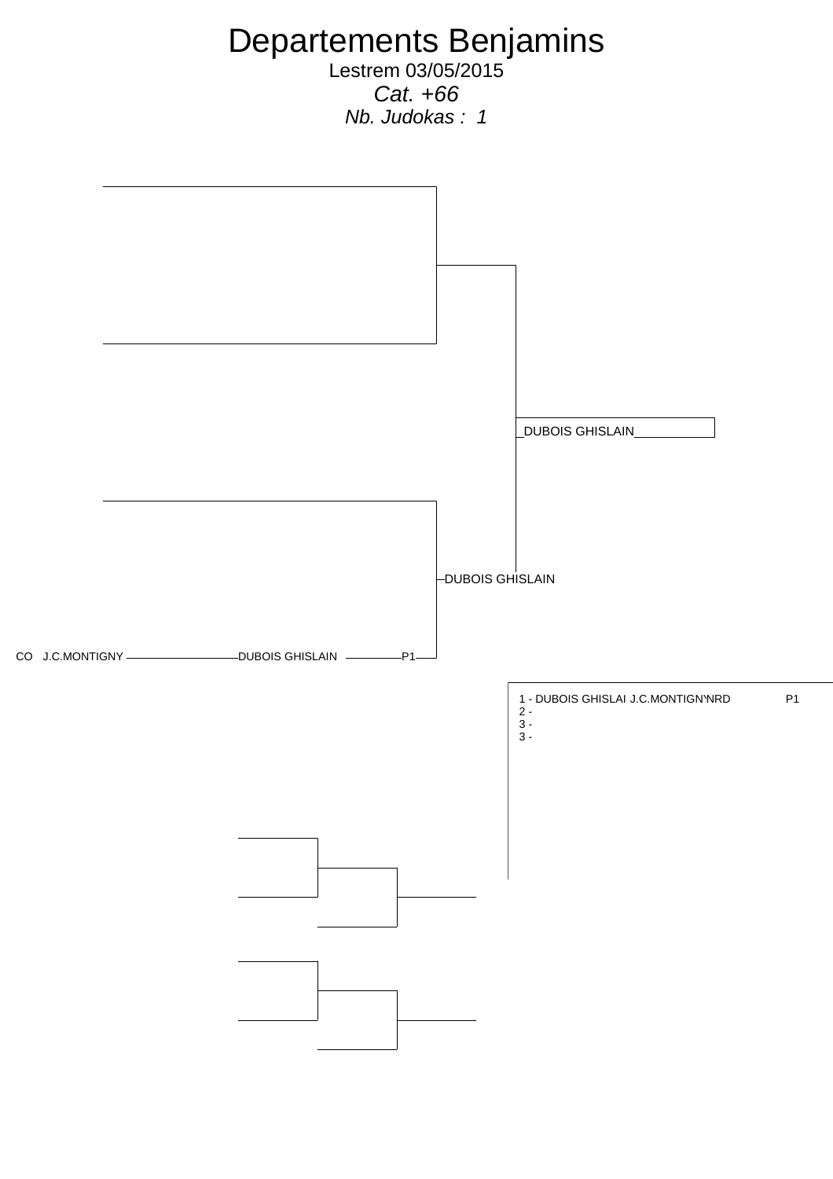# Departements Benjamins

Lestrem 03/05/2015

*Cat. +66*

*Nb. Judokas : 1*

DUBOIS GHISLAIN

DUBOIS GHISLAIN

CO J.C.MONTIGNY DUBOIS GHISLAIN P1

1 - DUBOIS GHISLAI J.C.MONTIGNYNRD P1
2 -
3 -
3 -